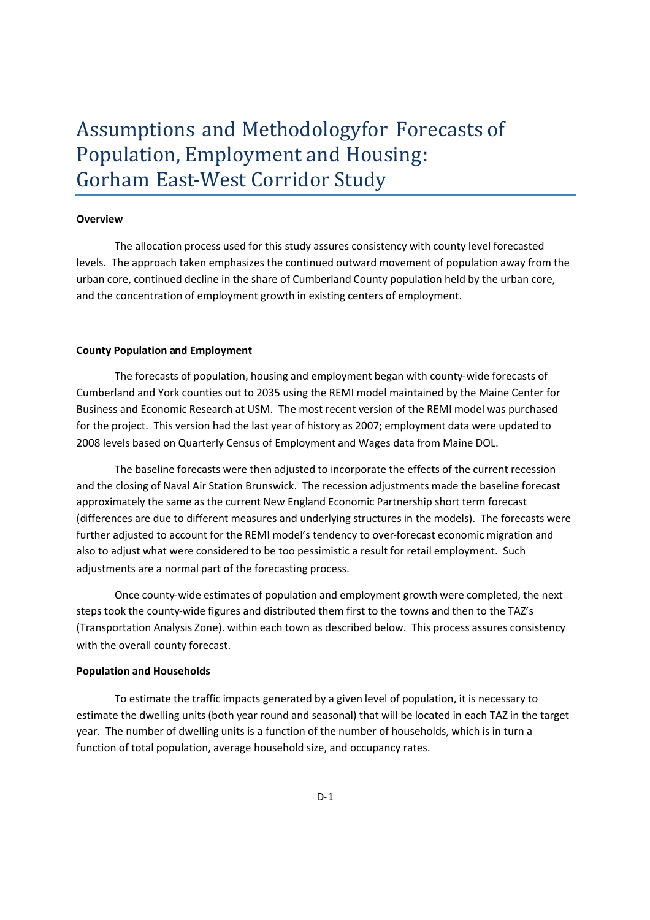# Assumptions and Methodologyfor Forecasts of Population, Employment and Housing: Gorham East-West Corridor Study

**Overview**

The allocation process used for this study assures consistency with county level forecasted levels. The approach taken emphasizes the continued outward movement of population away from the urban core, continued decline in the share of Cumberland County population held by the urban core, and the concentration of employment growth in existing centers of employment.

**County Population and Employment**

The forecasts of population, housing and employment began with county-wide forecasts of Cumberland and York counties out to 2035 using the REMI model maintained by the Maine Center for Business and Economic Research at USM. The most recent version of the REMI model was purchased for the project. This version had the last year of history as 2007; employment data were updated to 2008 levels based on Quarterly Census of Employment and Wages data from Maine DOL.

The baseline forecasts were then adjusted to incorporate the effects of the current recession and the closing of Naval Air Station Brunswick. The recession adjustments made the baseline forecast approximately the same as the current New England Economic Partnership short term forecast (differences are due to different measures and underlying structures in the models). The forecasts were further adjusted to account for the REMI model's tendency to over-forecast economic migration and also to adjust what were considered to be too pessimistic a result for retail employment. Such adjustments are a normal part of the forecasting process.

Once county-wide estimates of population and employment growth were completed, the next steps took the county-wide figures and distributed them first to the towns and then to the TAZ's (Transportation Analysis Zone). within each town as described below. This process assures consistency with the overall county forecast.

**Population and Households**

To estimate the traffic impacts generated by a given level of population, it is necessary to estimate the dwelling units (both year round and seasonal) that will be located in each TAZ in the target year. The number of dwelling units is a function of the number of households, which is in turn a function of total population, average household size, and occupancy rates.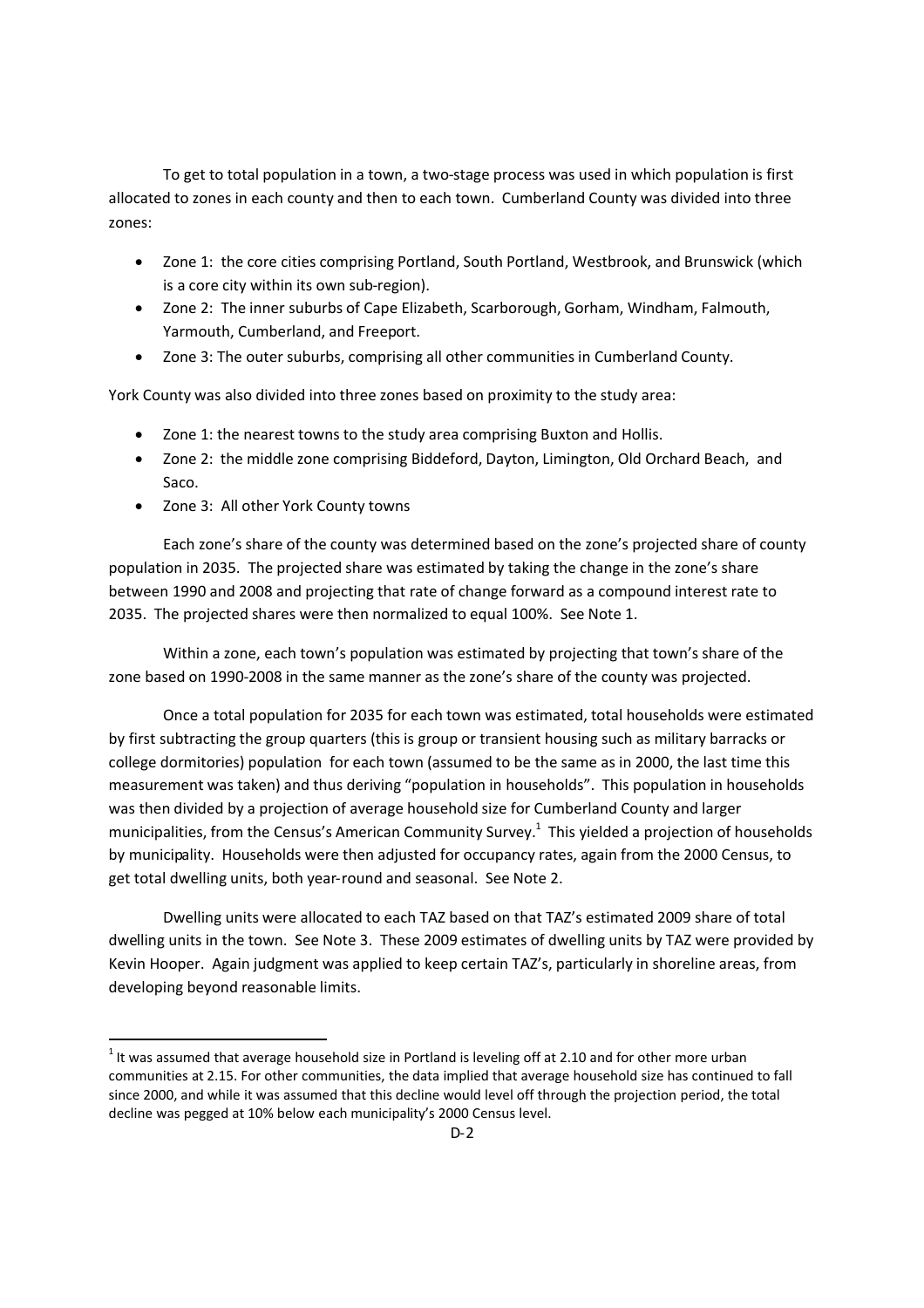To get to total population in a town, a two-stage process was used in which population is first allocated to zones in each county and then to each town. Cumberland County was divided into three zones:

- Zone 1: the core cities comprising Portland, South Portland, Westbrook, and Brunswick (which is a core city within its own sub-region).
- Zone 2: The inner suburbs of Cape Elizabeth, Scarborough, Gorham, Windham, Falmouth, Yarmouth, Cumberland, and Freeport.
- Zone 3: The outer suburbs, comprising all other communities in Cumberland County.

York County was also divided into three zones based on proximity to the study area:

- Zone 1: the nearest towns to the study area comprising Buxton and Hollis.
- Zone 2: the middle zone comprising Biddeford, Dayton, Limington, Old Orchard Beach, and Saco.
- Zone 3: All other York County towns

Each zone's share of the county was determined based on the zone's projected share of county population in 2035. The projected share was estimated by taking the change in the zone's share between 1990 and 2008 and projecting that rate of change forward as a compound interest rate to 2035. The projected shares were then normalized to equal 100%. See Note 1.

Within a zone, each town's population was estimated by projecting that town's share of the zone based on 1990-2008 in the same manner as the zone's share of the county was projected.

Once a total population for 2035 for each town was estimated, total households were estimated by first subtracting the group quarters (this is group or transient housing such as military barracks or college dormitories) population for each town (assumed to be the same as in 2000, the last time this measurement was taken) and thus deriving "population in households". This population in households was then divided by a projection of average household size for Cumberland County and larger municipalities, from the Census's American Community Survey.[1] This yielded a projection of households by municipality. Households were then adjusted for occupancy rates, again from the 2000 Census, to get total dwelling units, both year-round and seasonal. See Note 2.

Dwelling units were allocated to each TAZ based on that TAZ's estimated 2009 share of total dwelling units in the town. See Note 3. These 2009 estimates of dwelling units by TAZ were provided by Kevin Hooper. Again judgment was applied to keep certain TAZ's, particularly in shoreline areas, from developing beyond reasonable limits.

---

[1] It was assumed that average household size in Portland is leveling off at 2.10 and for other more urban communities at 2.15. For other communities, the data implied that average household size has continued to fall since 2000, and while it was assumed that this decline would level off through the projection period, the total decline was pegged at 10% below each municipality's 2000 Census level.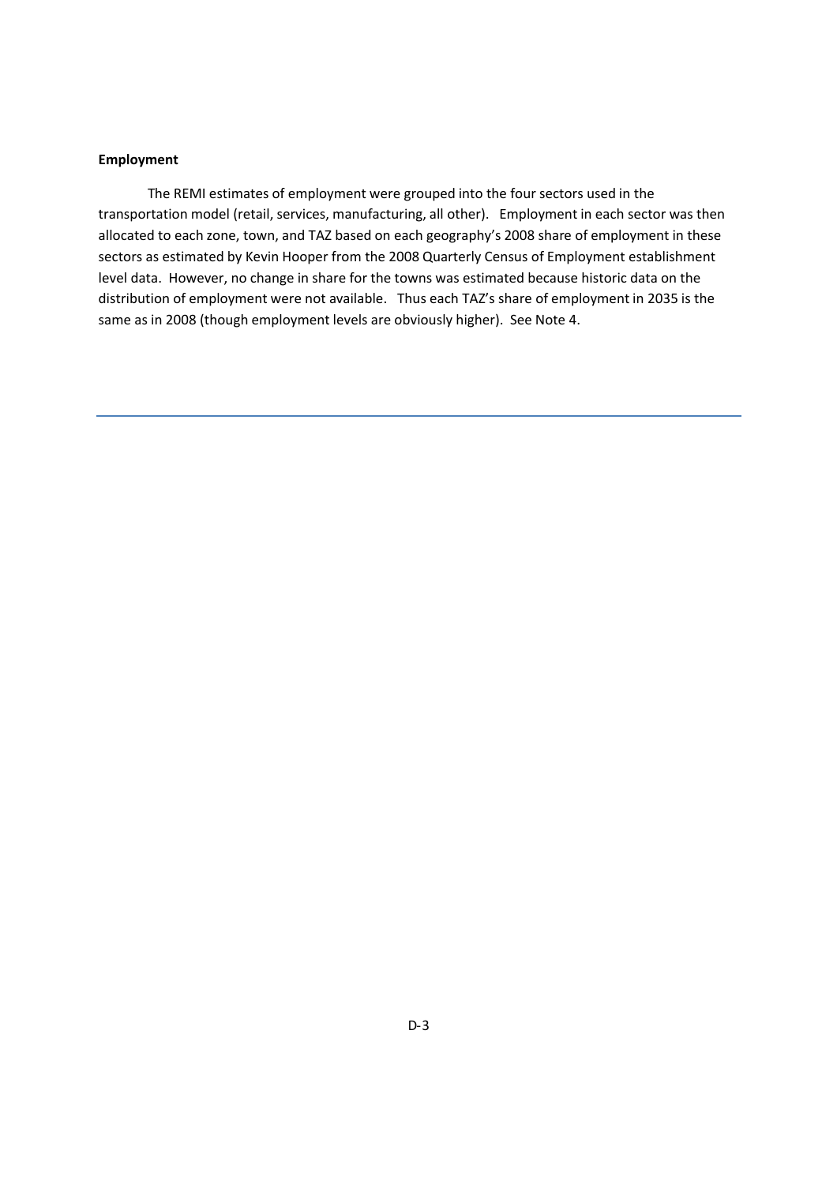**Employment**

The REMI estimates of employment were grouped into the four sectors used in the transportation model (retail, services, manufacturing, all other). Employment in each sector was then allocated to each zone, town, and TAZ based on each geography's 2008 share of employment in these sectors as estimated by Kevin Hooper from the 2008 Quarterly Census of Employment establishment level data. However, no change in share for the towns was estimated because historic data on the distribution of employment were not available. Thus each TAZ's share of employment in 2035 is the same as in 2008 (though employment levels are obviously higher). See Note 4.

---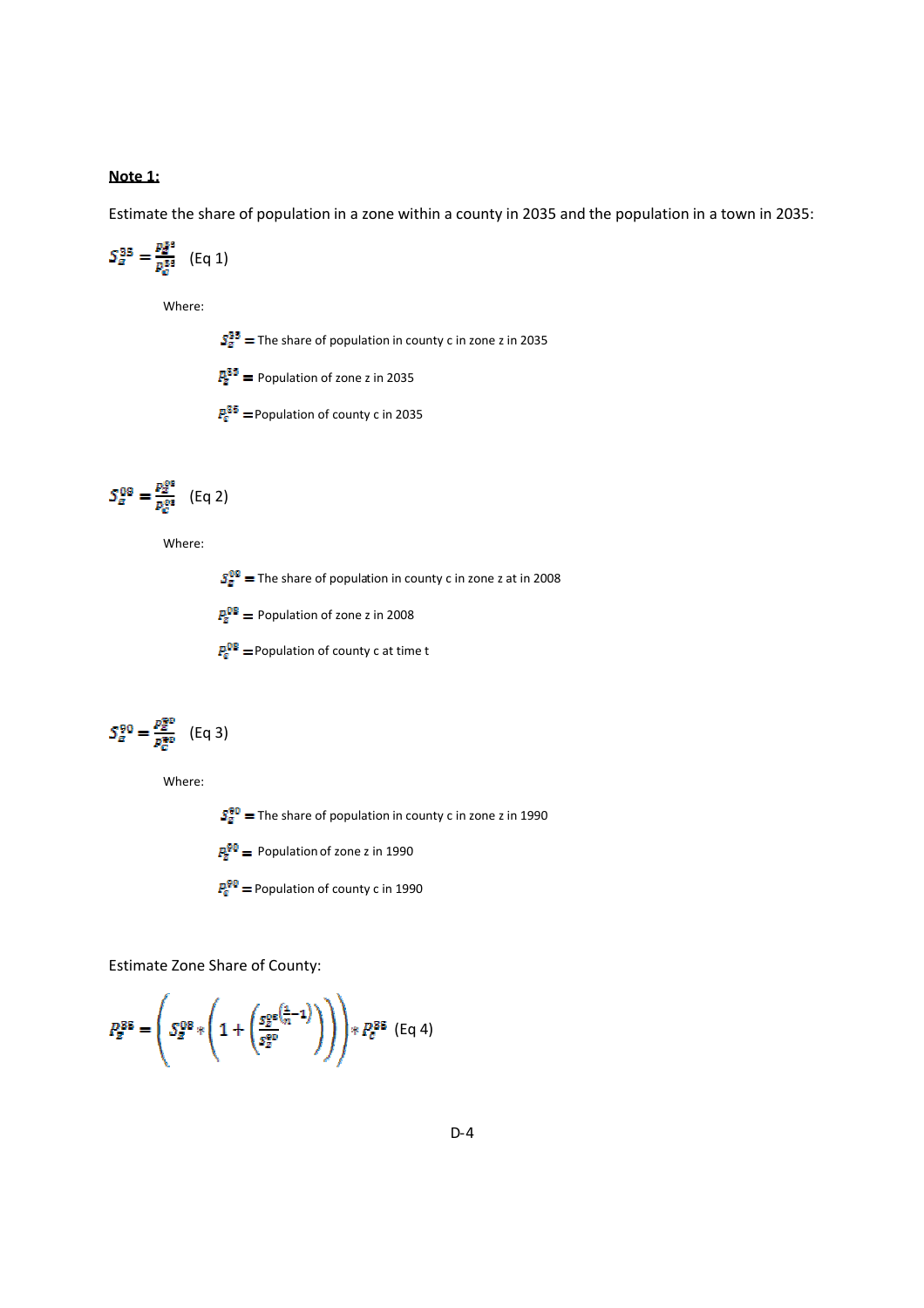**Note 1:**

Estimate the share of population in a zone within a county in 2035 and the population in a town in 2035:

$$S_z^{35} = \frac{P_z^{35}}{P_c^{35}} \quad \text{(Eq 1)}$$

Where:

$S_z^{35}$ = The share of population in county c in zone z in 2035

$P_z^{35}$ = Population of zone z in 2035

$P_c^{35}$ = Population of county c in 2035

$$S_z^{08} = \frac{P_z^{08}}{P_c^{08}} \quad \text{(Eq 2)}$$

Where:

$S_z^{08}$ = The share of population in county c in zone z at in 2008

$P_z^{08}$ = Population of zone z in 2008

$P_c^{08}$ = Population of county c at time t

$$S_z^{90} = \frac{P_z^{90}}{P_c^{90}} \quad \text{(Eq 3)}$$

Where:

$S_z^{90}$ = The share of population in county c in zone z in 1990

$P_z^{90}$ = Population of zone z in 1990

$P_c^{90}$ = Population of county c in 1990

Estimate Zone Share of County:

$$P_z^{35} = \left( S_z^{08} * \left( 1 + \left( \frac{S_z^{08}}{S_z^{90}}^{\left(\frac{1}{n}-1\right)} \right) \right) \right) * P_c^{35} \quad \text{(Eq 4)}$$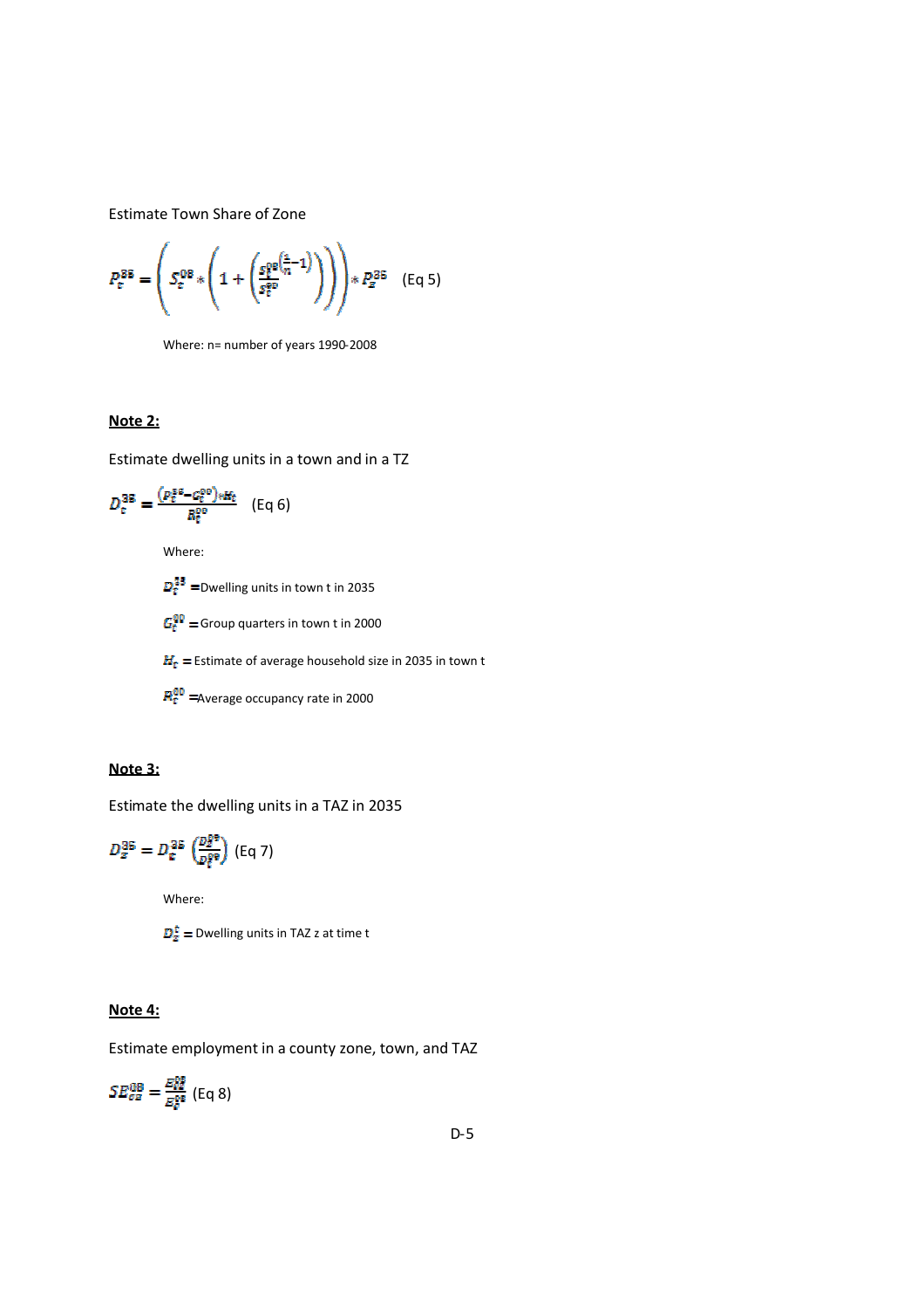Estimate Town Share of Zone

$$P_t^{35} = \left( S_t^{08} * \left( 1 + \left( \frac{S_t^{08}}{S_t^{90}}^{\left(\frac{1}{n}-1\right)} \right) \right) \right) * P_z^{35} \quad \text{(Eq 5)}$$

Where: n= number of years 1990-2008

**Note 2:**

Estimate dwelling units in a town and in a TZ

$$D_t^{35} = \frac{\left(P_t^{35} - G_t^{00}\right) * H_t}{R_t^{00}} \quad \text{(Eq 6)}$$

Where:

$D_t^{35}$ =Dwelling units in town t in 2035

$G_t^{00}$ = Group quarters in town t in 2000

$H_t$ = Estimate of average household size in 2035 in town t

$R_t^{00}$ =Average occupancy rate in 2000

**Note 3:**

Estimate the dwelling units in a TAZ in 2035

$$D_z^{35} = D_t^{35} \left( \frac{D_z^{08}}{D_t^{08}} \right) \quad \text{(Eq 7)}$$

Where:

$D_z^t$ = Dwelling units in TAZ z at time t

**Note 4:**

Estimate employment in a county zone, town, and TAZ

$$SE_{cz}^{08} = \frac{E_{cz}^{08}}{E_c^{08}} \quad \text{(Eq 8)}$$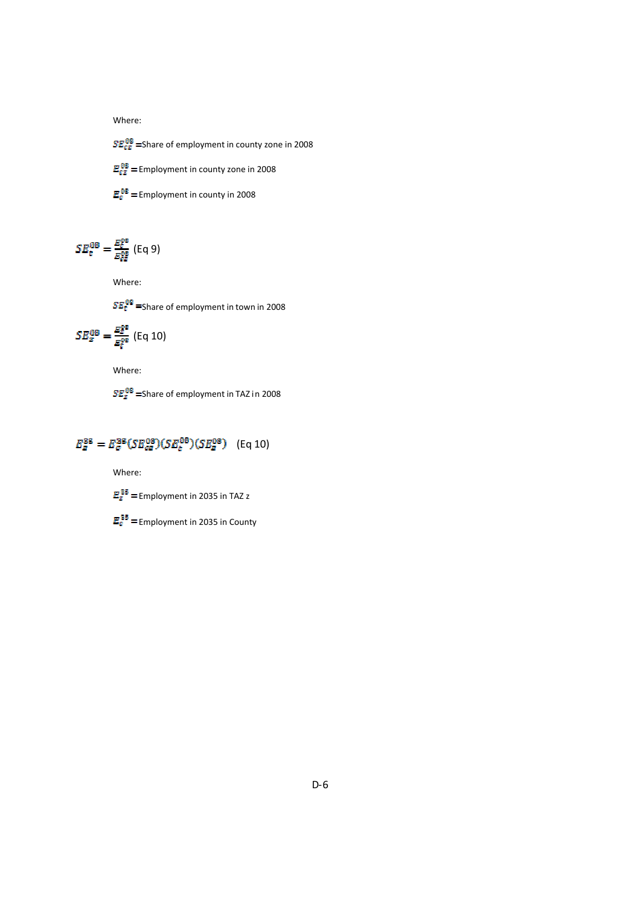Where:

$SE_{cz}^{08}$ = Share of employment in county zone in 2008

$E_{cz}^{08}$ = Employment in county zone in 2008

$E_{c}^{08}$ = Employment in county in 2008

$$SE_{t}^{08} = \frac{E_{t}^{08}}{E_{cz}^{08}} \text{ (Eq 9)}$$

Where:

$SE_{t}^{08}$ = Share of employment in town in 2008

$$SE_{z}^{08} = \frac{E_{z}^{08}}{E_{t}^{08}} \text{ (Eq 10)}$$

Where:

$SE_{z}^{08}$ = Share of employment in TAZ in 2008

$$E_{z}^{35} = E_{c}^{35}(SE_{cz}^{08})(SE_{t}^{08})(SE_{z}^{08}) \quad \text{(Eq 10)}$$

Where:

$E_{z}^{35}$ = Employment in 2035 in TAZ z

$E_{c}^{35}$ = Employment in 2035 in County